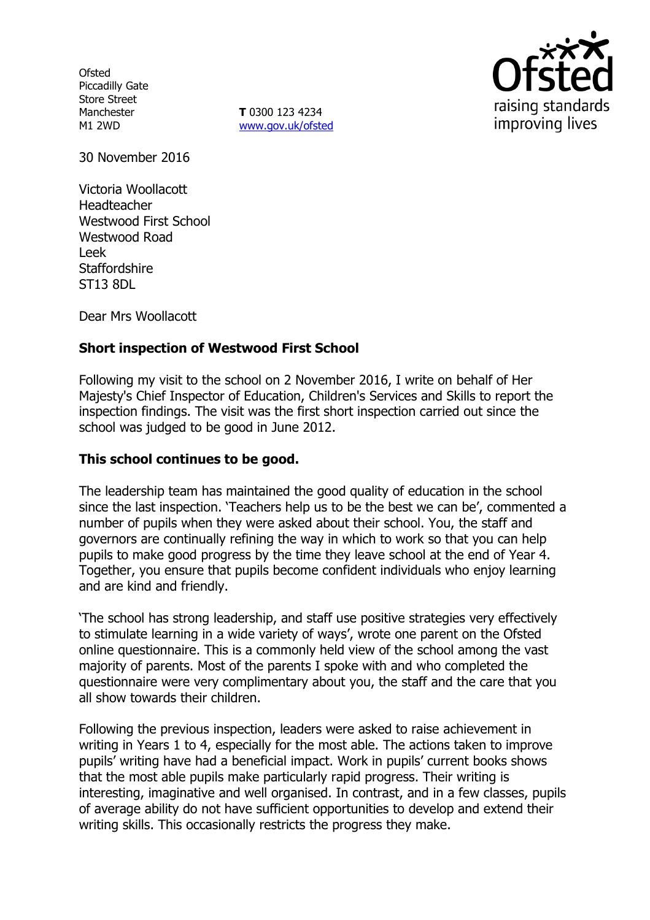Ofsted
Piccadilly Gate
Store Street
Manchester
M1 2WD

**T** 0300 123 4234
www.gov.uk/ofsted

30 November 2016

Victoria Woollacott
Headteacher
Westwood First School
Westwood Road
Leek
Staffordshire
ST13 8DL

Dear Mrs Woollacott

**Short inspection of Westwood First School**

Following my visit to the school on 2 November 2016, I write on behalf of Her Majesty's Chief Inspector of Education, Children's Services and Skills to report the inspection findings. The visit was the first short inspection carried out since the school was judged to be good in June 2012.

**This school continues to be good.**

The leadership team has maintained the good quality of education in the school since the last inspection. 'Teachers help us to be the best we can be', commented a number of pupils when they were asked about their school. You, the staff and governors are continually refining the way in which to work so that you can help pupils to make good progress by the time they leave school at the end of Year 4. Together, you ensure that pupils become confident individuals who enjoy learning and are kind and friendly.

'The school has strong leadership, and staff use positive strategies very effectively to stimulate learning in a wide variety of ways', wrote one parent on the Ofsted online questionnaire. This is a commonly held view of the school among the vast majority of parents. Most of the parents I spoke with and who completed the questionnaire were very complimentary about you, the staff and the care that you all show towards their children.

Following the previous inspection, leaders were asked to raise achievement in writing in Years 1 to 4, especially for the most able. The actions taken to improve pupils' writing have had a beneficial impact. Work in pupils' current books shows that the most able pupils make particularly rapid progress. Their writing is interesting, imaginative and well organised. In contrast, and in a few classes, pupils of average ability do not have sufficient opportunities to develop and extend their writing skills. This occasionally restricts the progress they make.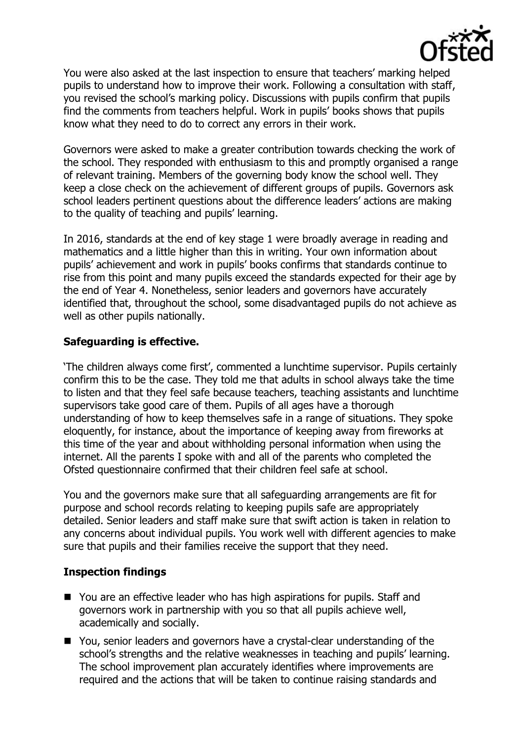You were also asked at the last inspection to ensure that teachers' marking helped pupils to understand how to improve their work. Following a consultation with staff, you revised the school's marking policy. Discussions with pupils confirm that pupils find the comments from teachers helpful. Work in pupils' books shows that pupils know what they need to do to correct any errors in their work.

Governors were asked to make a greater contribution towards checking the work of the school. They responded with enthusiasm to this and promptly organised a range of relevant training. Members of the governing body know the school well. They keep a close check on the achievement of different groups of pupils. Governors ask school leaders pertinent questions about the difference leaders' actions are making to the quality of teaching and pupils' learning.

In 2016, standards at the end of key stage 1 were broadly average in reading and mathematics and a little higher than this in writing. Your own information about pupils' achievement and work in pupils' books confirms that standards continue to rise from this point and many pupils exceed the standards expected for their age by the end of Year 4. Nonetheless, senior leaders and governors have accurately identified that, throughout the school, some disadvantaged pupils do not achieve as well as other pupils nationally.

## Safeguarding is effective.

'The children always come first', commented a lunchtime supervisor. Pupils certainly confirm this to be the case. They told me that adults in school always take the time to listen and that they feel safe because teachers, teaching assistants and lunchtime supervisors take good care of them. Pupils of all ages have a thorough understanding of how to keep themselves safe in a range of situations. They spoke eloquently, for instance, about the importance of keeping away from fireworks at this time of the year and about withholding personal information when using the internet. All the parents I spoke with and all of the parents who completed the Ofsted questionnaire confirmed that their children feel safe at school.

You and the governors make sure that all safeguarding arrangements are fit for purpose and school records relating to keeping pupils safe are appropriately detailed. Senior leaders and staff make sure that swift action is taken in relation to any concerns about individual pupils. You work well with different agencies to make sure that pupils and their families receive the support that they need.

## Inspection findings

- You are an effective leader who has high aspirations for pupils. Staff and governors work in partnership with you so that all pupils achieve well, academically and socially.
- You, senior leaders and governors have a crystal-clear understanding of the school's strengths and the relative weaknesses in teaching and pupils' learning. The school improvement plan accurately identifies where improvements are required and the actions that will be taken to continue raising standards and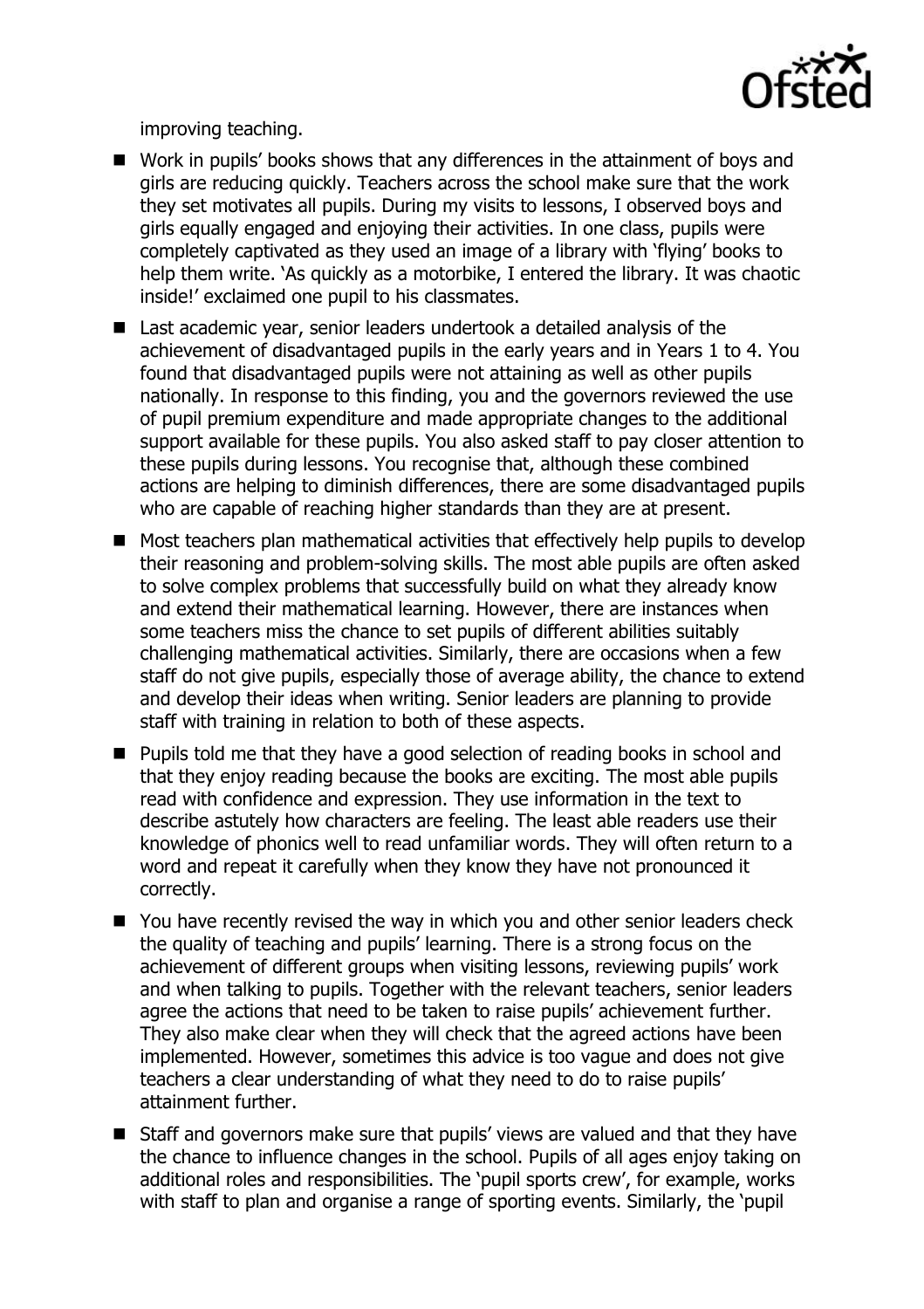improving teaching.

- Work in pupils' books shows that any differences in the attainment of boys and girls are reducing quickly. Teachers across the school make sure that the work they set motivates all pupils. During my visits to lessons, I observed boys and girls equally engaged and enjoying their activities. In one class, pupils were completely captivated as they used an image of a library with 'flying' books to help them write. 'As quickly as a motorbike, I entered the library. It was chaotic inside!' exclaimed one pupil to his classmates.
- Last academic year, senior leaders undertook a detailed analysis of the achievement of disadvantaged pupils in the early years and in Years 1 to 4. You found that disadvantaged pupils were not attaining as well as other pupils nationally. In response to this finding, you and the governors reviewed the use of pupil premium expenditure and made appropriate changes to the additional support available for these pupils. You also asked staff to pay closer attention to these pupils during lessons. You recognise that, although these combined actions are helping to diminish differences, there are some disadvantaged pupils who are capable of reaching higher standards than they are at present.
- Most teachers plan mathematical activities that effectively help pupils to develop their reasoning and problem-solving skills. The most able pupils are often asked to solve complex problems that successfully build on what they already know and extend their mathematical learning. However, there are instances when some teachers miss the chance to set pupils of different abilities suitably challenging mathematical activities. Similarly, there are occasions when a few staff do not give pupils, especially those of average ability, the chance to extend and develop their ideas when writing. Senior leaders are planning to provide staff with training in relation to both of these aspects.
- Pupils told me that they have a good selection of reading books in school and that they enjoy reading because the books are exciting. The most able pupils read with confidence and expression. They use information in the text to describe astutely how characters are feeling. The least able readers use their knowledge of phonics well to read unfamiliar words. They will often return to a word and repeat it carefully when they know they have not pronounced it correctly.
- You have recently revised the way in which you and other senior leaders check the quality of teaching and pupils' learning. There is a strong focus on the achievement of different groups when visiting lessons, reviewing pupils' work and when talking to pupils. Together with the relevant teachers, senior leaders agree the actions that need to be taken to raise pupils' achievement further. They also make clear when they will check that the agreed actions have been implemented. However, sometimes this advice is too vague and does not give teachers a clear understanding of what they need to do to raise pupils' attainment further.
- Staff and governors make sure that pupils' views are valued and that they have the chance to influence changes in the school. Pupils of all ages enjoy taking on additional roles and responsibilities. The 'pupil sports crew', for example, works with staff to plan and organise a range of sporting events. Similarly, the 'pupil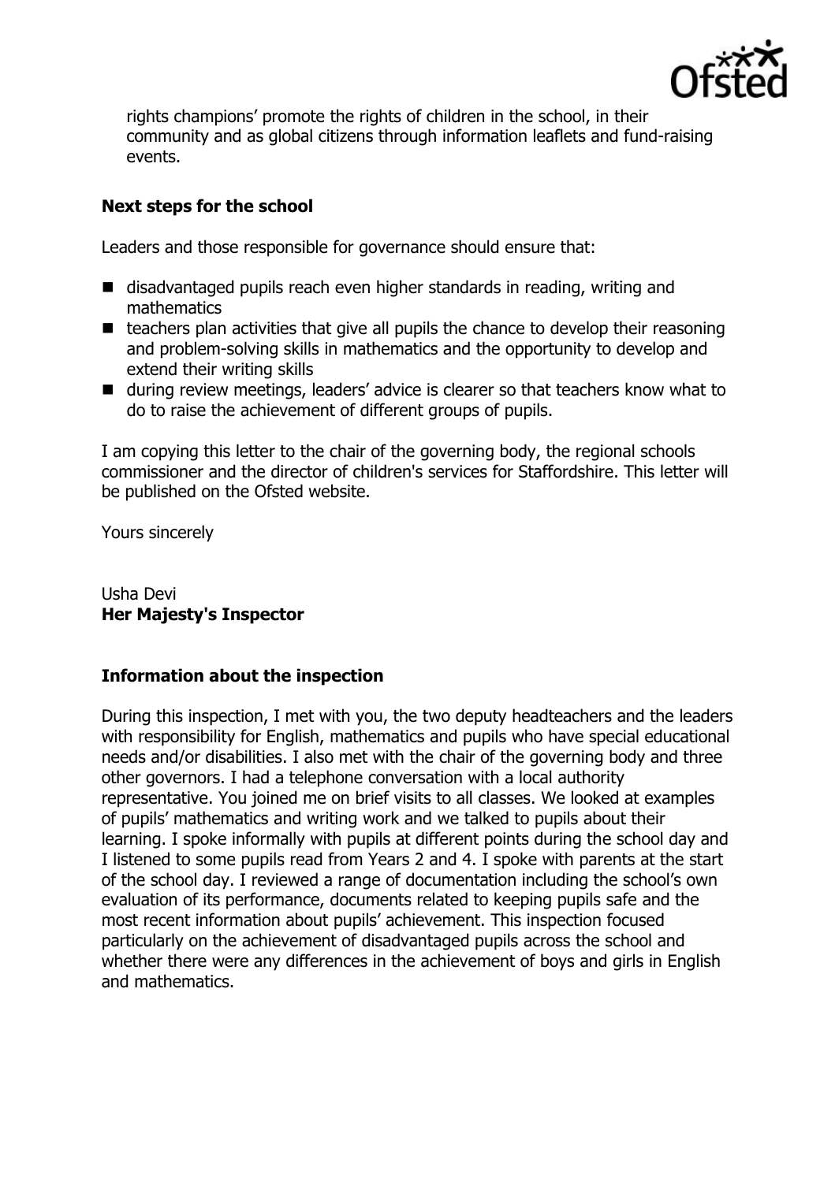rights champions' promote the rights of children in the school, in their community and as global citizens through information leaflets and fund-raising events.

## Next steps for the school

Leaders and those responsible for governance should ensure that:

- disadvantaged pupils reach even higher standards in reading, writing and mathematics
- teachers plan activities that give all pupils the chance to develop their reasoning and problem-solving skills in mathematics and the opportunity to develop and extend their writing skills
- during review meetings, leaders' advice is clearer so that teachers know what to do to raise the achievement of different groups of pupils.

I am copying this letter to the chair of the governing body, the regional schools commissioner and the director of children's services for Staffordshire. This letter will be published on the Ofsted website.

Yours sincerely

Usha Devi
**Her Majesty's Inspector**

## Information about the inspection

During this inspection, I met with you, the two deputy headteachers and the leaders with responsibility for English, mathematics and pupils who have special educational needs and/or disabilities. I also met with the chair of the governing body and three other governors. I had a telephone conversation with a local authority representative. You joined me on brief visits to all classes. We looked at examples of pupils' mathematics and writing work and we talked to pupils about their learning. I spoke informally with pupils at different points during the school day and I listened to some pupils read from Years 2 and 4. I spoke with parents at the start of the school day. I reviewed a range of documentation including the school's own evaluation of its performance, documents related to keeping pupils safe and the most recent information about pupils' achievement. This inspection focused particularly on the achievement of disadvantaged pupils across the school and whether there were any differences in the achievement of boys and girls in English and mathematics.